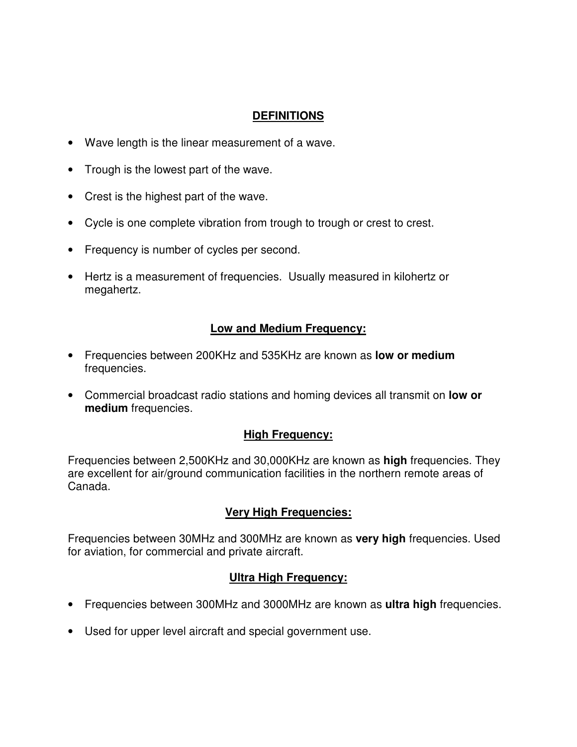## DEFINITIONS

- Wave length is the linear measurement of a wave.
- Trough is the lowest part of the wave.
- Crest is the highest part of the wave.
- Cycle is one complete vibration from trough to trough or crest to crest.
- Frequency is number of cycles per second.
- Hertz is a measurement of frequencies. Usually measured in kilohertz or megahertz.

## Low and Medium Frequency:

- Frequencies between 200KHz and 535KHz are known as **low or medium** frequencies.
- Commercial broadcast radio stations and homing devices all transmit on **low or medium** frequencies.

## High Frequency:

Frequencies between 2,500KHz and 30,000KHz are known as **high** frequencies. They are excellent for air/ground communication facilities in the northern remote areas of Canada.

## Very High Frequencies:

Frequencies between 30MHz and 300MHz are known as **very high** frequencies. Used for aviation, for commercial and private aircraft.

## Ultra High Frequency:

- Frequencies between 300MHz and 3000MHz are known as **ultra high** frequencies.
- Used for upper level aircraft and special government use.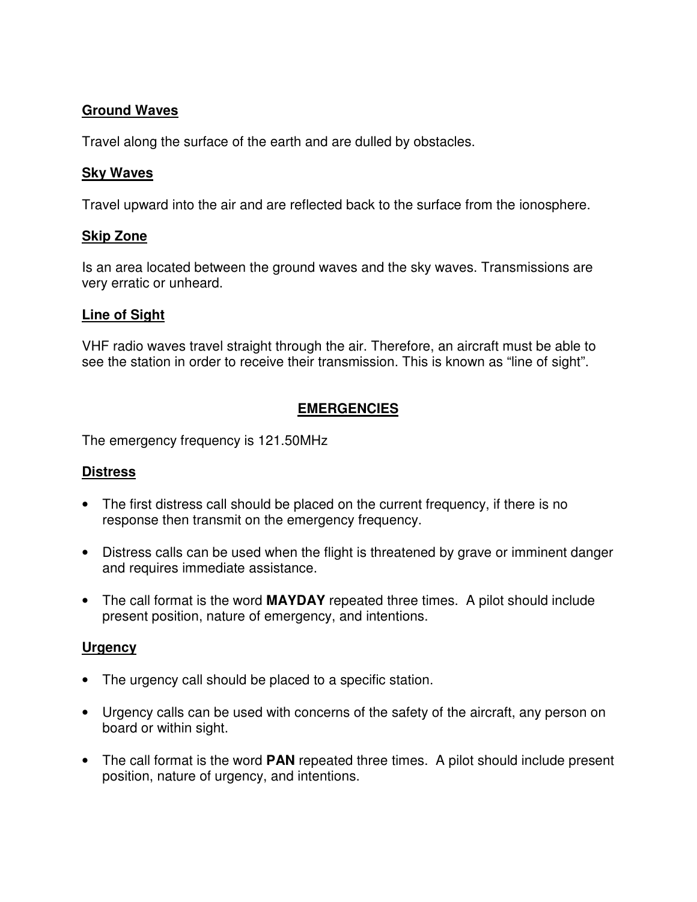**Ground Waves**

Travel along the surface of the earth and are dulled by obstacles.

**Sky Waves**

Travel upward into the air and are reflected back to the surface from the ionosphere.

**Skip Zone**

Is an area located between the ground waves and the sky waves. Transmissions are very erratic or unheard.

**Line of Sight**

VHF radio waves travel straight through the air. Therefore, an aircraft must be able to see the station in order to receive their transmission. This is known as "line of sight".

## EMERGENCIES

The emergency frequency is 121.50MHz

**Distress**

- The first distress call should be placed on the current frequency, if there is no response then transmit on the emergency frequency.
- Distress calls can be used when the flight is threatened by grave or imminent danger and requires immediate assistance.
- The call format is the word **MAYDAY** repeated three times. A pilot should include present position, nature of emergency, and intentions.

**Urgency**

- The urgency call should be placed to a specific station.
- Urgency calls can be used with concerns of the safety of the aircraft, any person on board or within sight.
- The call format is the word **PAN** repeated three times. A pilot should include present position, nature of urgency, and intentions.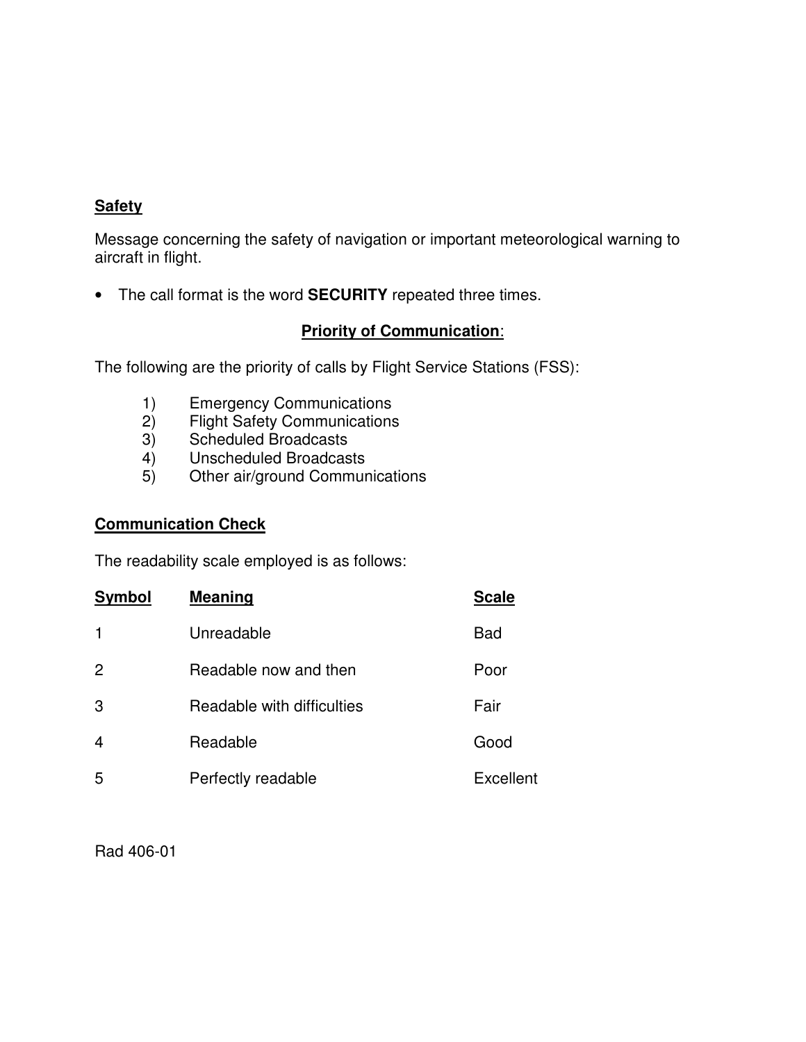**Safety**

Message concerning the safety of navigation or important meteorological warning to aircraft in flight.

- The call format is the word **SECURITY** repeated three times.

**Priority of Communication**:

The following are the priority of calls by Flight Service Stations (FSS):

1) Emergency Communications
2) Flight Safety Communications
3) Scheduled Broadcasts
4) Unscheduled Broadcasts
5) Other air/ground Communications

**Communication Check**

The readability scale employed is as follows:

| **Symbol** | **Meaning** | **Scale** |
|---|---|---|
| 1 | Unreadable | Bad |
| 2 | Readable now and then | Poor |
| 3 | Readable with difficulties | Fair |
| 4 | Readable | Good |
| 5 | Perfectly readable | Excellent |

Rad 406-01